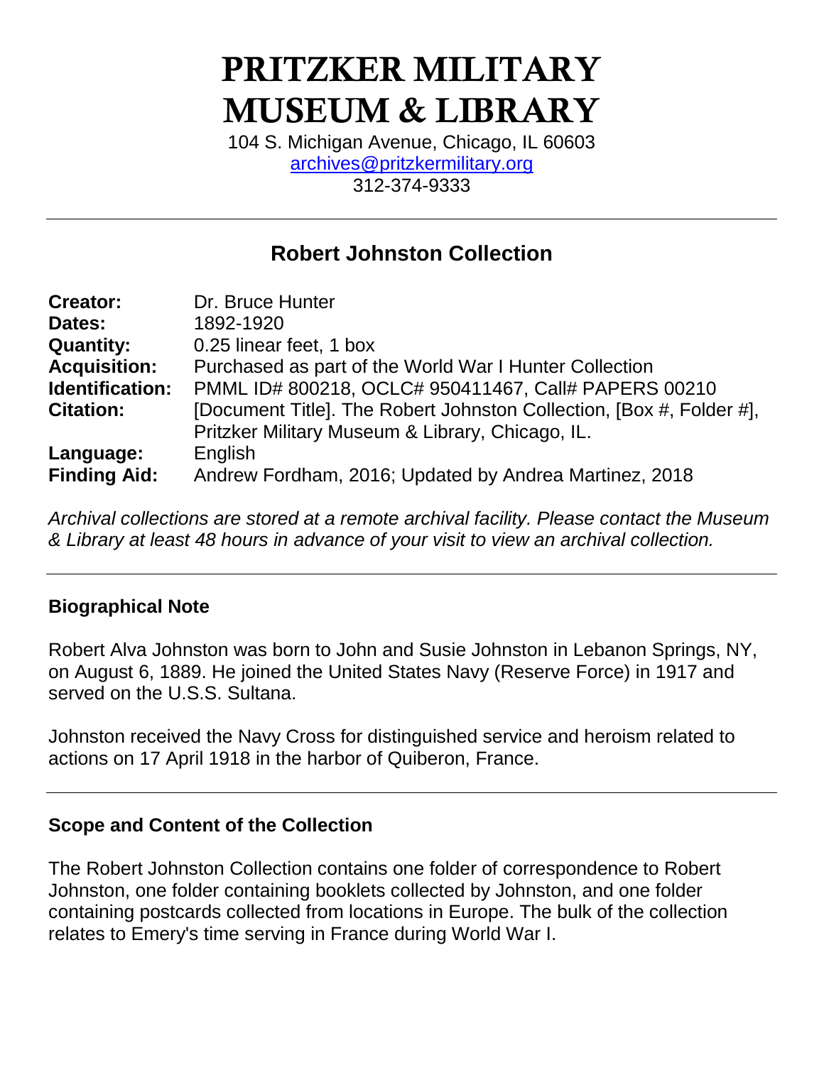# PRITZKER MILITARY MUSEUM & LIBRARY

104 S. Michigan Avenue, Chicago, IL 60603
archives@pritzkermilitary.org
312-374-9333

---

## Robert Johnston Collection

| | |
|---|---|
| **Creator:** | Dr. Bruce Hunter |
| **Dates:** | 1892-1920 |
| **Quantity:** | 0.25 linear feet, 1 box |
| **Acquisition:** | Purchased as part of the World War I Hunter Collection |
| **Identification:** | PMML ID# 800218, OCLC# 950411467, Call# PAPERS 00210 |
| **Citation:** | [Document Title]. The Robert Johnston Collection, [Box #, Folder #], Pritzker Military Museum & Library, Chicago, IL. |
| **Language:** | English |
| **Finding Aid:** | Andrew Fordham, 2016; Updated by Andrea Martinez, 2018 |

*Archival collections are stored at a remote archival facility. Please contact the Museum & Library at least 48 hours in advance of your visit to view an archival collection.*

---

### Biographical Note

Robert Alva Johnston was born to John and Susie Johnston in Lebanon Springs, NY, on August 6, 1889. He joined the United States Navy (Reserve Force) in 1917 and served on the U.S.S. Sultana.

Johnston received the Navy Cross for distinguished service and heroism related to actions on 17 April 1918 in the harbor of Quiberon, France.

---

### Scope and Content of the Collection

The Robert Johnston Collection contains one folder of correspondence to Robert Johnston, one folder containing booklets collected by Johnston, and one folder containing postcards collected from locations in Europe. The bulk of the collection relates to Emery's time serving in France during World War I.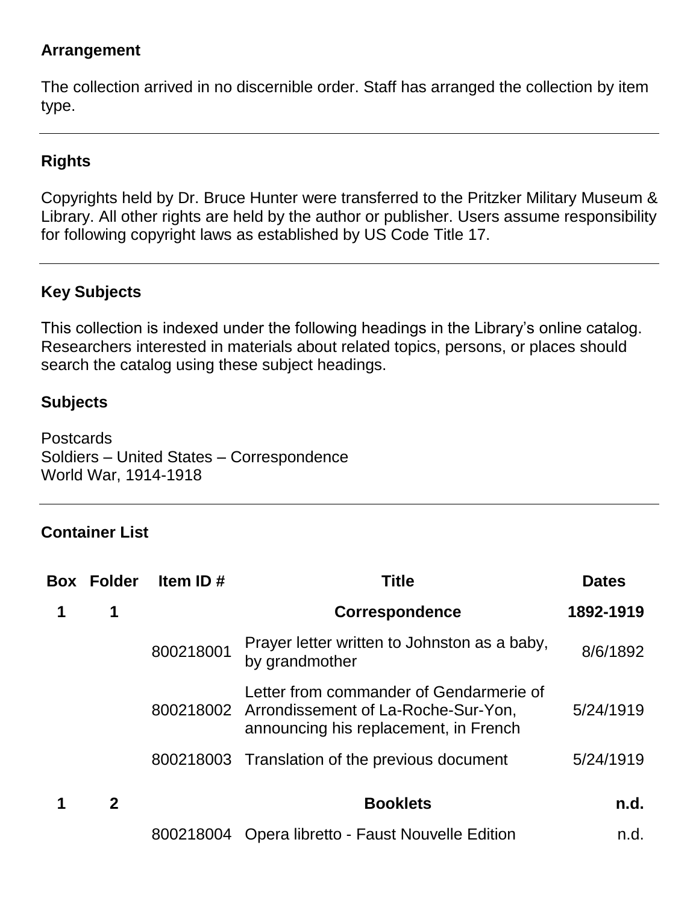## Arrangement

The collection arrived in no discernible order. Staff has arranged the collection by item type.

---

## Rights

Copyrights held by Dr. Bruce Hunter were transferred to the Pritzker Military Museum & Library. All other rights are held by the author or publisher. Users assume responsibility for following copyright laws as established by US Code Title 17.

---

## Key Subjects

This collection is indexed under the following headings in the Library's online catalog. Researchers interested in materials about related topics, persons, or places should search the catalog using these subject headings.

### Subjects

Postcards
Soldiers – United States – Correspondence
World War, 1914-1918

---

## Container List

| Box | Folder | Item ID # | Title | Dates |
|---|---|---|---|---|
| **1** | **1** | | **Correspondence** | **1892-1919** |
| | | 800218001 | Prayer letter written to Johnston as a baby, by grandmother | 8/6/1892 |
| | | 800218002 | Letter from commander of Gendarmerie of Arrondissement of La-Roche-Sur-Yon, announcing his replacement, in French | 5/24/1919 |
| | | 800218003 | Translation of the previous document | 5/24/1919 |
| **1** | **2** | | **Booklets** | **n.d.** |
| | | 800218004 | Opera libretto - Faust Nouvelle Edition | n.d. |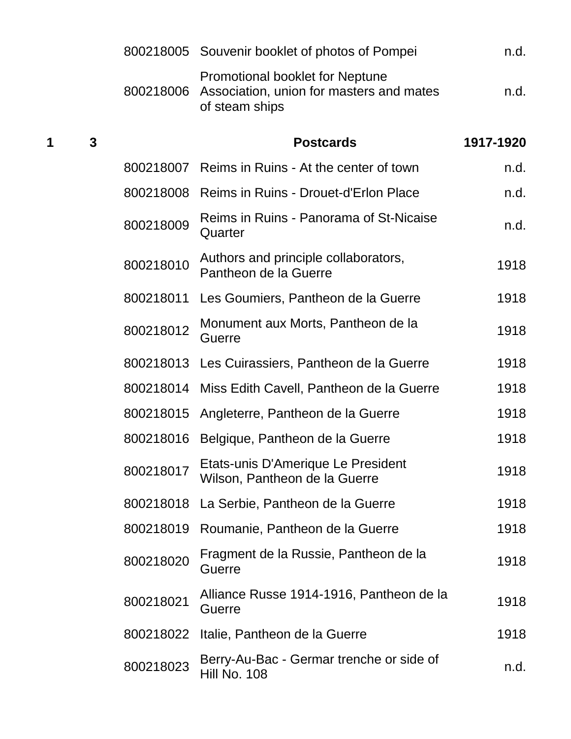| | | | | |
|---|---|---|---|---|
| | | 800218005 | Souvenir booklet of photos of Pompei | n.d. |
| | | 800218006 | Promotional booklet for Neptune Association, union for masters and mates of steam ships | n.d. |
| **1** | **3** | | **Postcards** | **1917-1920** |
| | | 800218007 | Reims in Ruins - At the center of town | n.d. |
| | | 800218008 | Reims in Ruins - Drouet-d'Erlon Place | n.d. |
| | | 800218009 | Reims in Ruins - Panorama of St-Nicaise Quarter | n.d. |
| | | 800218010 | Authors and principle collaborators, Pantheon de la Guerre | 1918 |
| | | 800218011 | Les Goumiers, Pantheon de la Guerre | 1918 |
| | | 800218012 | Monument aux Morts, Pantheon de la Guerre | 1918 |
| | | 800218013 | Les Cuirassiers, Pantheon de la Guerre | 1918 |
| | | 800218014 | Miss Edith Cavell, Pantheon de la Guerre | 1918 |
| | | 800218015 | Angleterre, Pantheon de la Guerre | 1918 |
| | | 800218016 | Belgique, Pantheon de la Guerre | 1918 |
| | | 800218017 | Etats-unis D'Amerique Le President Wilson, Pantheon de la Guerre | 1918 |
| | | 800218018 | La Serbie, Pantheon de la Guerre | 1918 |
| | | 800218019 | Roumanie, Pantheon de la Guerre | 1918 |
| | | 800218020 | Fragment de la Russie, Pantheon de la Guerre | 1918 |
| | | 800218021 | Alliance Russe 1914-1916, Pantheon de la Guerre | 1918 |
| | | 800218022 | Italie, Pantheon de la Guerre | 1918 |
| | | 800218023 | Berry-Au-Bac - Germar trenche or side of Hill No. 108 | n.d. |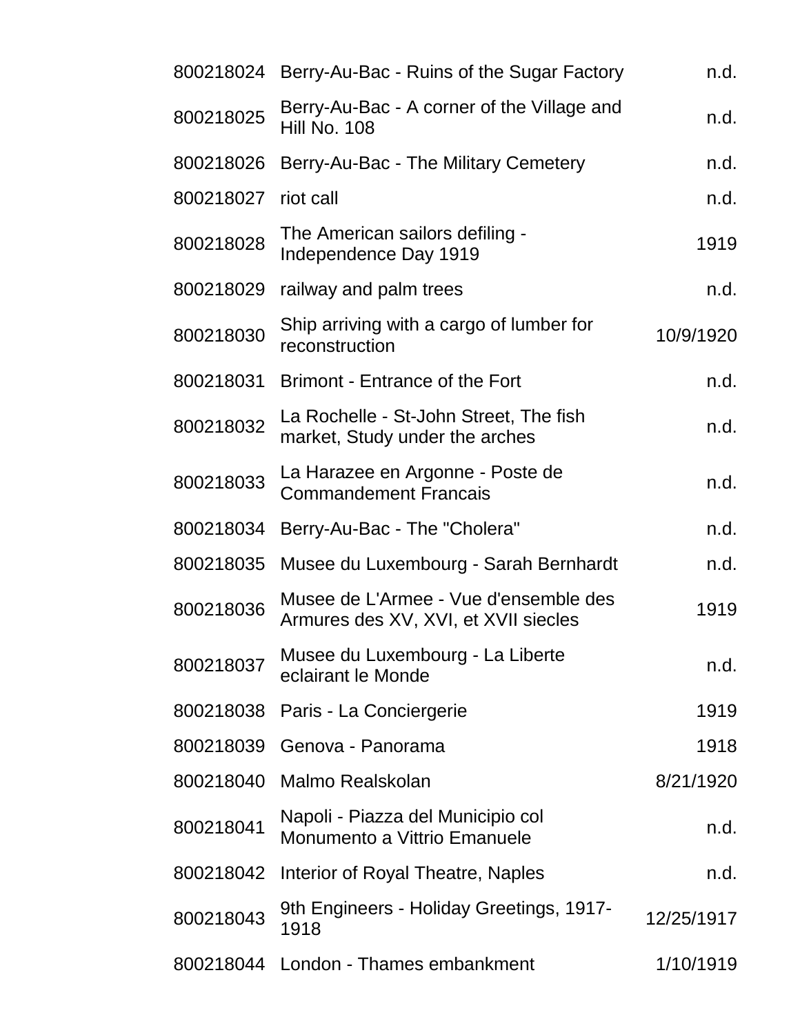| | | |
|---|---|---|
| 800218024 | Berry-Au-Bac - Ruins of the Sugar Factory | n.d. |
| 800218025 | Berry-Au-Bac - A corner of the Village and Hill No. 108 | n.d. |
| 800218026 | Berry-Au-Bac - The Military Cemetery | n.d. |
| 800218027 | riot call | n.d. |
| 800218028 | The American sailors defiling - Independence Day 1919 | 1919 |
| 800218029 | railway and palm trees | n.d. |
| 800218030 | Ship arriving with a cargo of lumber for reconstruction | 10/9/1920 |
| 800218031 | Brimont - Entrance of the Fort | n.d. |
| 800218032 | La Rochelle - St-John Street, The fish market, Study under the arches | n.d. |
| 800218033 | La Harazee en Argonne - Poste de Commandement Francais | n.d. |
| 800218034 | Berry-Au-Bac - The "Cholera" | n.d. |
| 800218035 | Musee du Luxembourg - Sarah Bernhardt | n.d. |
| 800218036 | Musee de L'Armee - Vue d'ensemble des Armures des XV, XVI, et XVII siecles | 1919 |
| 800218037 | Musee du Luxembourg - La Liberte eclairant le Monde | n.d. |
| 800218038 | Paris - La Conciergerie | 1919 |
| 800218039 | Genova - Panorama | 1918 |
| 800218040 | Malmo Realskolan | 8/21/1920 |
| 800218041 | Napoli - Piazza del Municipio col Monumento a Vittrio Emanuele | n.d. |
| 800218042 | Interior of Royal Theatre, Naples | n.d. |
| 800218043 | 9th Engineers - Holiday Greetings, 1917-1918 | 12/25/1917 |
| 800218044 | London - Thames embankment | 1/10/1919 |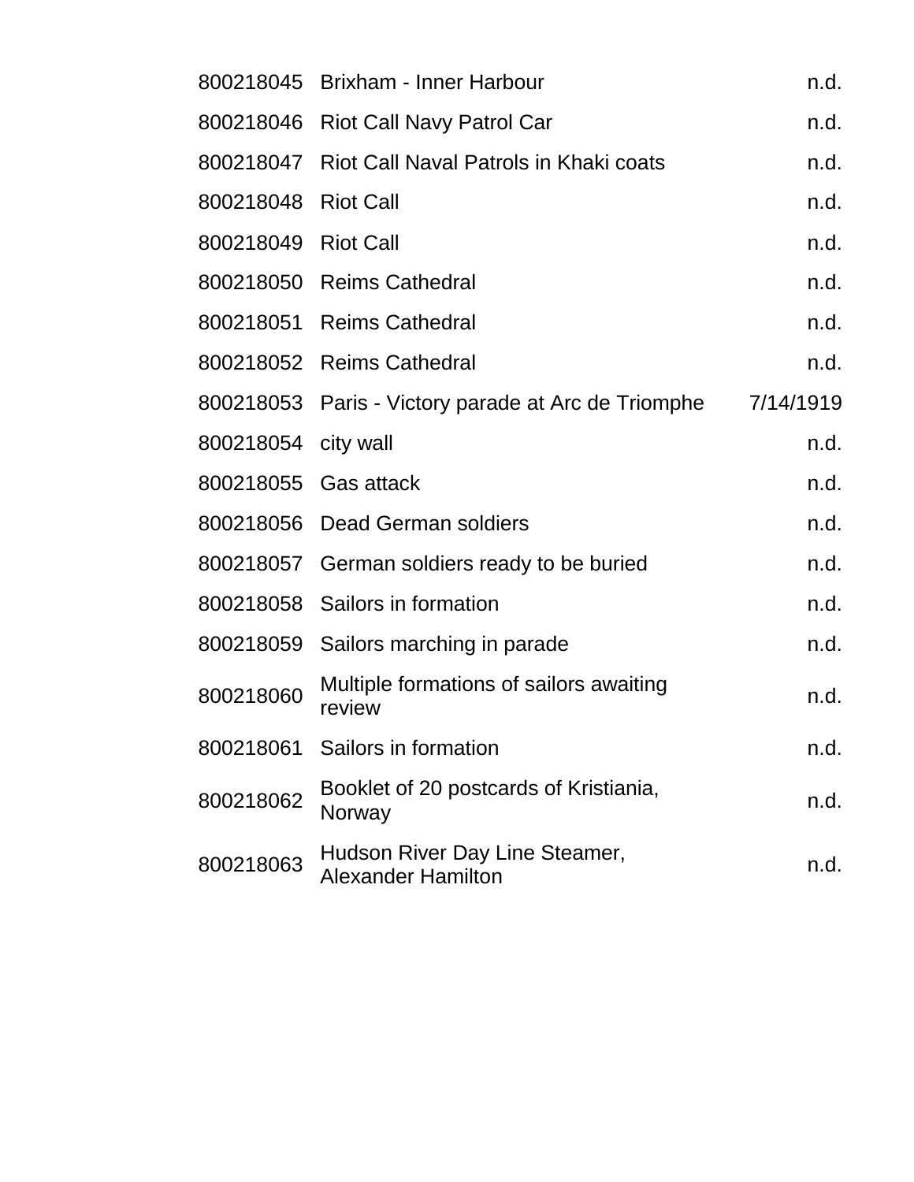| | | |
|---|---|---|
| 800218045 | Brixham - Inner Harbour | n.d. |
| 800218046 | Riot Call Navy Patrol Car | n.d. |
| 800218047 | Riot Call Naval Patrols in Khaki coats | n.d. |
| 800218048 | Riot Call | n.d. |
| 800218049 | Riot Call | n.d. |
| 800218050 | Reims Cathedral | n.d. |
| 800218051 | Reims Cathedral | n.d. |
| 800218052 | Reims Cathedral | n.d. |
| 800218053 | Paris - Victory parade at Arc de Triomphe | 7/14/1919 |
| 800218054 | city wall | n.d. |
| 800218055 | Gas attack | n.d. |
| 800218056 | Dead German soldiers | n.d. |
| 800218057 | German soldiers ready to be buried | n.d. |
| 800218058 | Sailors in formation | n.d. |
| 800218059 | Sailors marching in parade | n.d. |
| 800218060 | Multiple formations of sailors awaiting review | n.d. |
| 800218061 | Sailors in formation | n.d. |
| 800218062 | Booklet of 20 postcards of Kristiania, Norway | n.d. |
| 800218063 | Hudson River Day Line Steamer, Alexander Hamilton | n.d. |